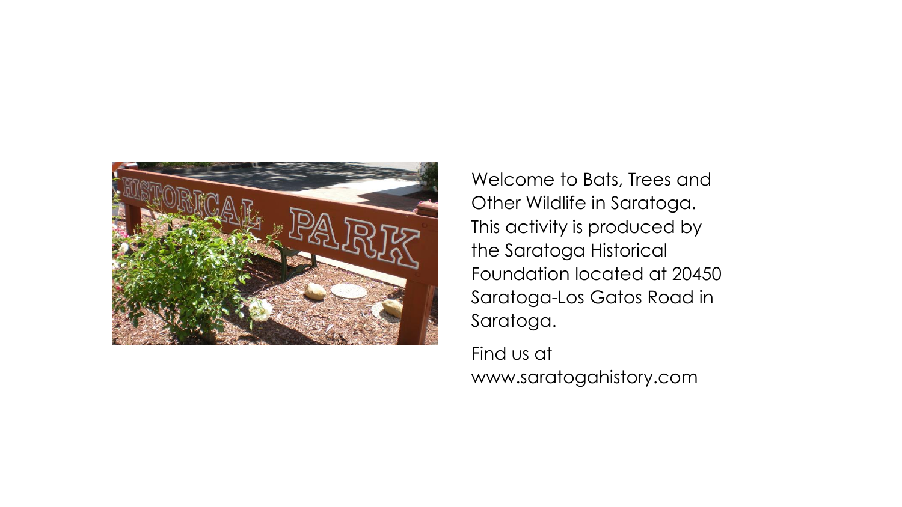Welcome to Bats, Trees and Other Wildlife in Saratoga. This activity is produced by the Saratoga Historical Foundation located at 20450 Saratoga-Los Gatos Road in Saratoga.

Find us at www.saratogahistory.com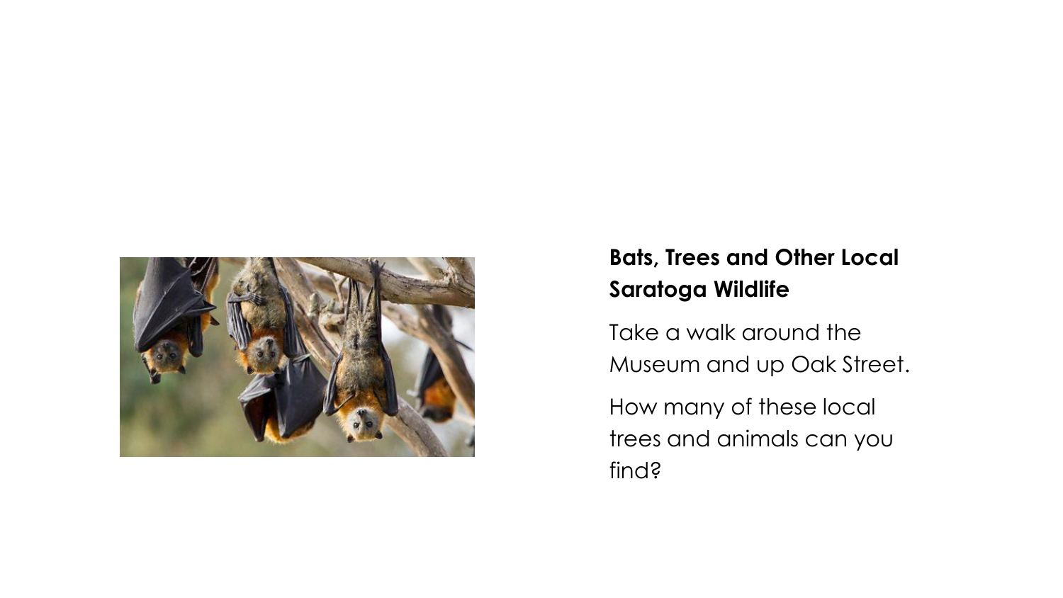**Bats, Trees and Other Local Saratoga Wildlife**

Take a walk around the Museum and up Oak Street.

How many of these local trees and animals can you find?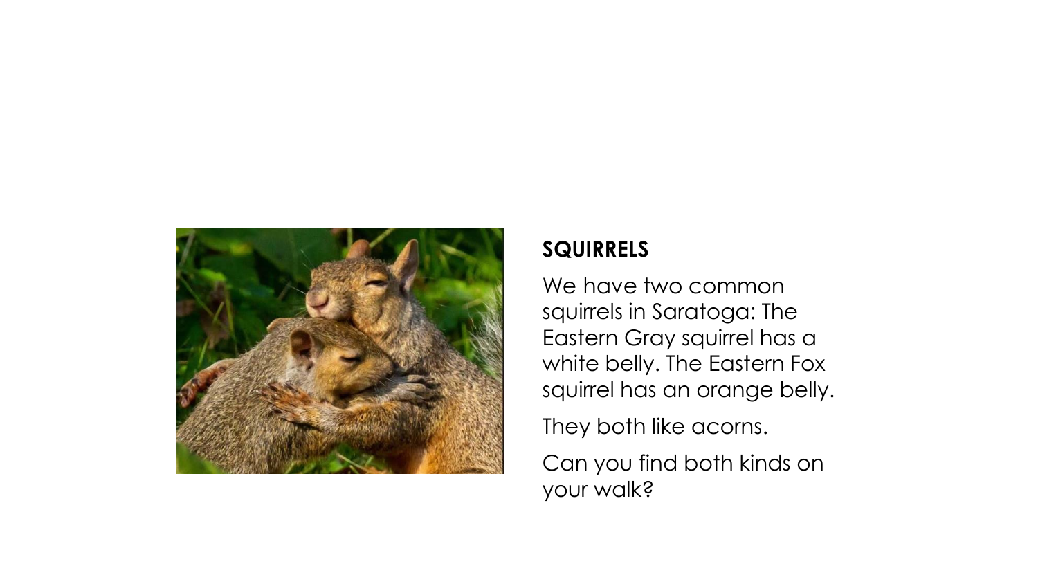**SQUIRRELS**

We have two common squirrels in Saratoga: The Eastern Gray squirrel has a white belly. The Eastern Fox squirrel has an orange belly.

They both like acorns.

Can you find both kinds on your walk?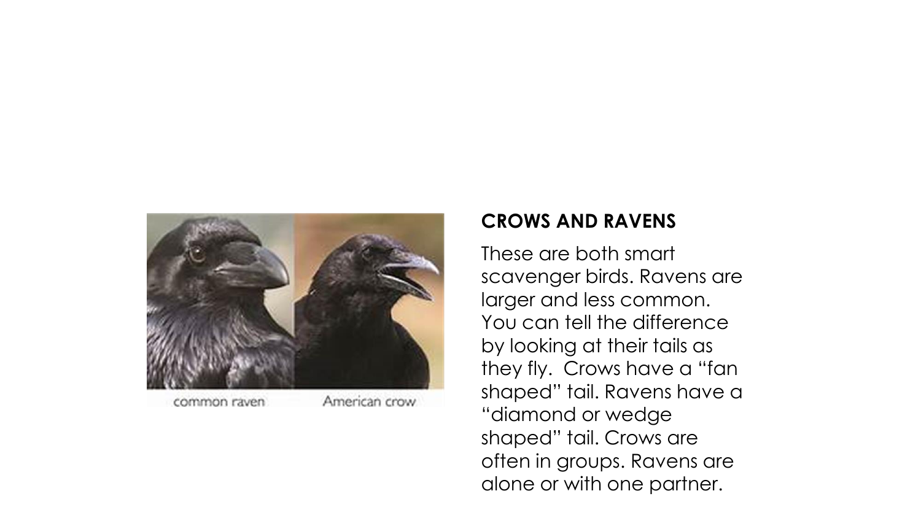## CROWS AND RAVENS

These are both smart scavenger birds. Ravens are larger and less common. You can tell the difference by looking at their tails as they fly.  Crows have a "fan shaped" tail. Ravens have a "diamond or wedge shaped" tail. Crows are often in groups. Ravens are alone or with one partner.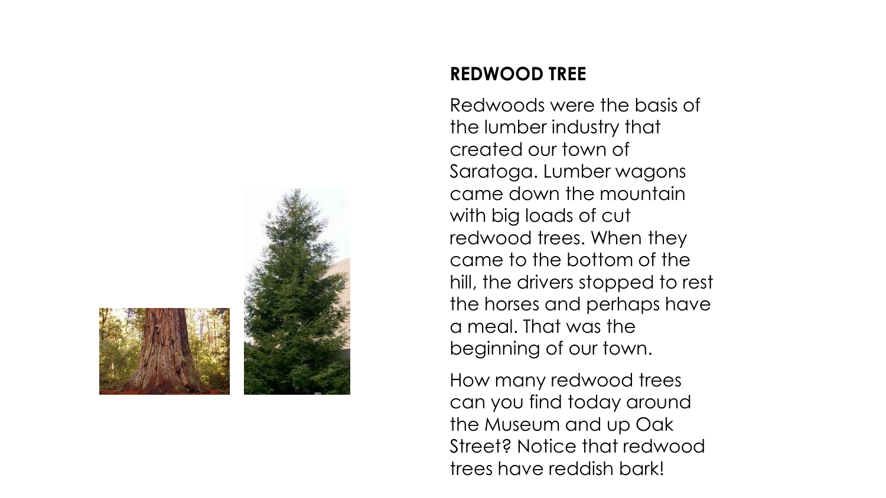## REDWOOD TREE

Redwoods were the basis of the lumber industry that created our town of Saratoga. Lumber wagons came down the mountain with big loads of cut redwood trees. When they came to the bottom of the hill, the drivers stopped to rest the horses and perhaps have a meal. That was the beginning of our town.

How many redwood trees can you find today around the Museum and up Oak Street? Notice that redwood trees have reddish bark!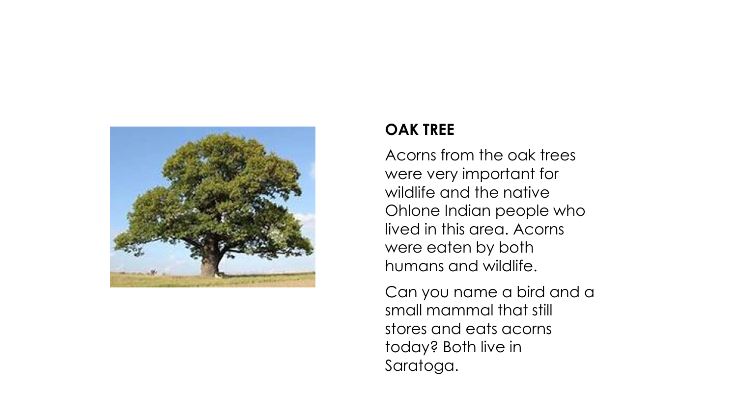**OAK TREE**

Acorns from the oak trees were very important for wildlife and the native Ohlone Indian people who lived in this area. Acorns were eaten by both humans and wildlife.

Can you name a bird and a small mammal that still stores and eats acorns today? Both live in Saratoga.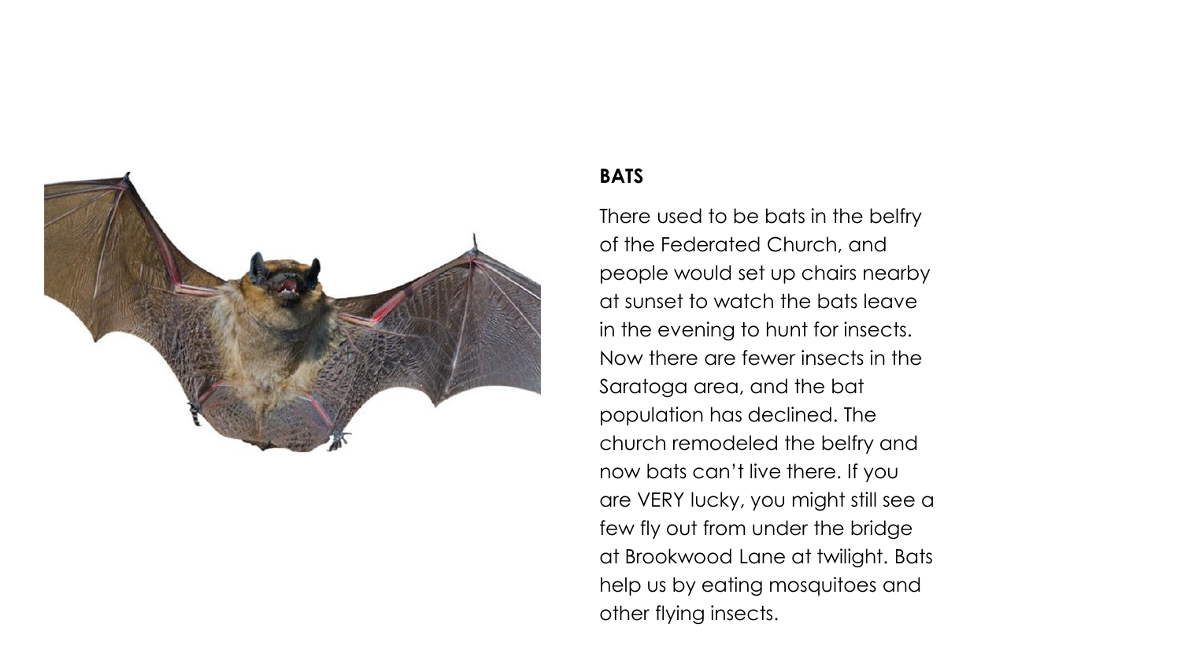**BATS**

There used to be bats in the belfry of the Federated Church, and people would set up chairs nearby at sunset to watch the bats leave in the evening to hunt for insects. Now there are fewer insects in the Saratoga area, and the bat population has declined. The church remodeled the belfry and now bats can't live there. If you are VERY lucky, you might still see a few fly out from under the bridge at Brookwood Lane at twilight. Bats help us by eating mosquitoes and other flying insects.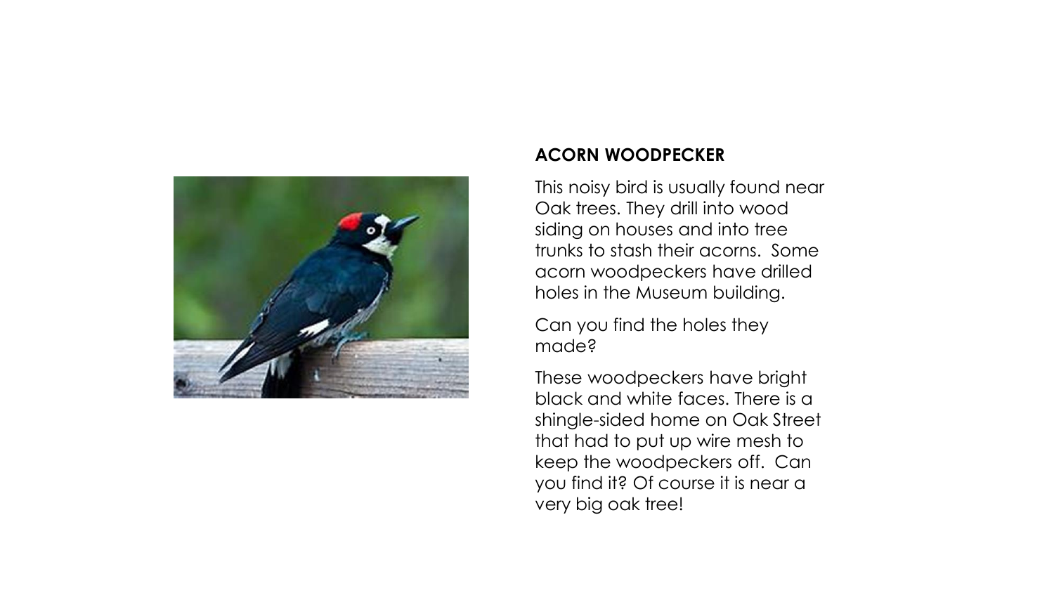## ACORN WOODPECKER

This noisy bird is usually found near Oak trees. They drill into wood siding on houses and into tree trunks to stash their acorns. Some acorn woodpeckers have drilled holes in the Museum building.

Can you find the holes they made?

These woodpeckers have bright black and white faces. There is a shingle-sided home on Oak Street that had to put up wire mesh to keep the woodpeckers off. Can you find it? Of course it is near a very big oak tree!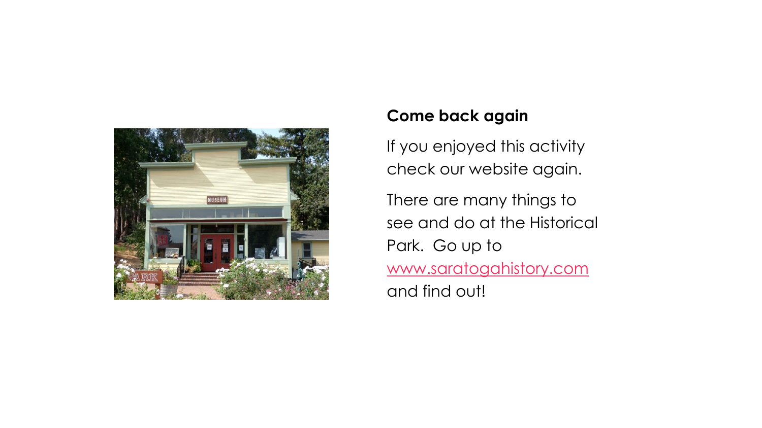**Come back again**

If you enjoyed this activity check our website again.

There are many things to see and do at the Historical Park. Go up to www.saratogahistory.com and find out!